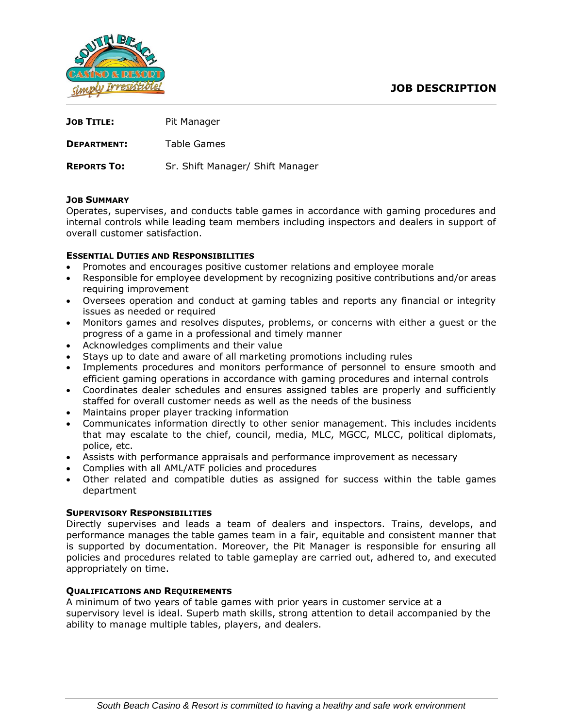# JOB DESCRIPTION

**JOB TITLE:** Pit Manager

**DEPARTMENT:** Table Games

**REPORTS TO:** Sr. Shift Manager/ Shift Manager

## JOB SUMMARY

Operates, supervises, and conducts table games in accordance with gaming procedures and internal controls while leading team members including inspectors and dealers in support of overall customer satisfaction.

## ESSENTIAL DUTIES AND RESPONSIBILITIES

- Promotes and encourages positive customer relations and employee morale
- Responsible for employee development by recognizing positive contributions and/or areas requiring improvement
- Oversees operation and conduct at gaming tables and reports any financial or integrity issues as needed or required
- Monitors games and resolves disputes, problems, or concerns with either a guest or the progress of a game in a professional and timely manner
- Acknowledges compliments and their value
- Stays up to date and aware of all marketing promotions including rules
- Implements procedures and monitors performance of personnel to ensure smooth and efficient gaming operations in accordance with gaming procedures and internal controls
- Coordinates dealer schedules and ensures assigned tables are properly and sufficiently staffed for overall customer needs as well as the needs of the business
- Maintains proper player tracking information
- Communicates information directly to other senior management. This includes incidents that may escalate to the chief, council, media, MLC, MGCC, MLCC, political diplomats, police, etc.
- Assists with performance appraisals and performance improvement as necessary
- Complies with all AML/ATF policies and procedures
- Other related and compatible duties as assigned for success within the table games department

## SUPERVISORY RESPONSIBILITIES

Directly supervises and leads a team of dealers and inspectors. Trains, develops, and performance manages the table games team in a fair, equitable and consistent manner that is supported by documentation. Moreover, the Pit Manager is responsible for ensuring all policies and procedures related to table gameplay are carried out, adhered to, and executed appropriately on time.

## QUALIFICATIONS AND REQUIREMENTS

A minimum of two years of table games with prior years in customer service at a supervisory level is ideal. Superb math skills, strong attention to detail accompanied by the ability to manage multiple tables, players, and dealers.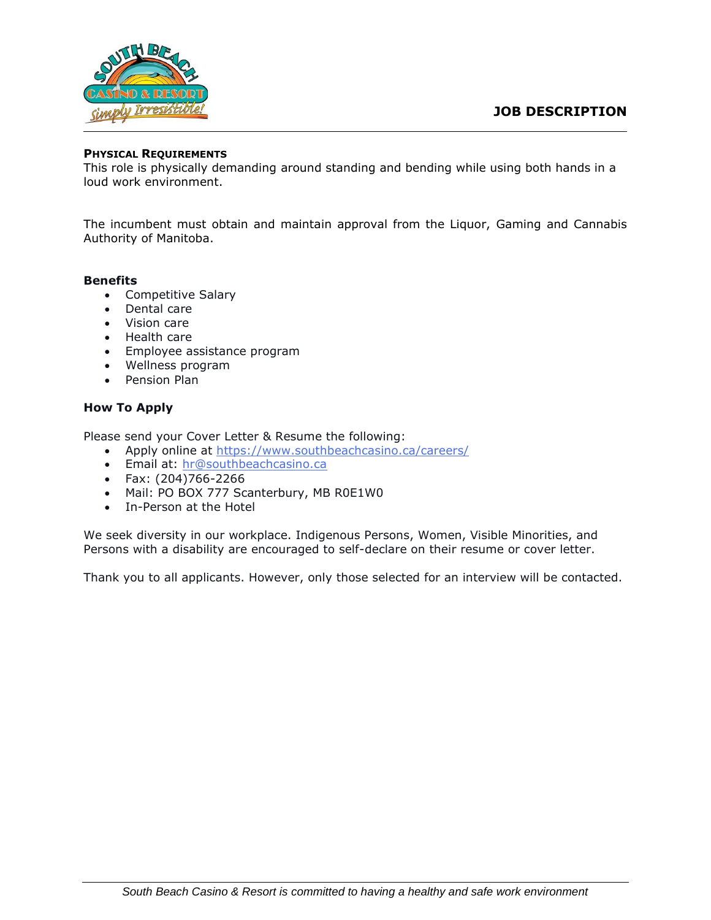**JOB DESCRIPTION**

**PHYSICAL REQUIREMENTS**

This role is physically demanding around standing and bending while using both hands in a loud work environment.

The incumbent must obtain and maintain approval from the Liquor, Gaming and Cannabis Authority of Manitoba.

**Benefits**

- Competitive Salary
- Dental care
- Vision care
- Health care
- Employee assistance program
- Wellness program
- Pension Plan

**How To Apply**

Please send your Cover Letter & Resume the following:

- Apply online at https://www.southbeachcasino.ca/careers/
- Email at: hr@southbeachcasino.ca
- Fax: (204)766-2266
- Mail: PO BOX 777 Scanterbury, MB R0E1W0
- In-Person at the Hotel

We seek diversity in our workplace. Indigenous Persons, Women, Visible Minorities, and Persons with a disability are encouraged to self-declare on their resume or cover letter.

Thank you to all applicants. However, only those selected for an interview will be contacted.

*South Beach Casino & Resort is committed to having a healthy and safe work environment*